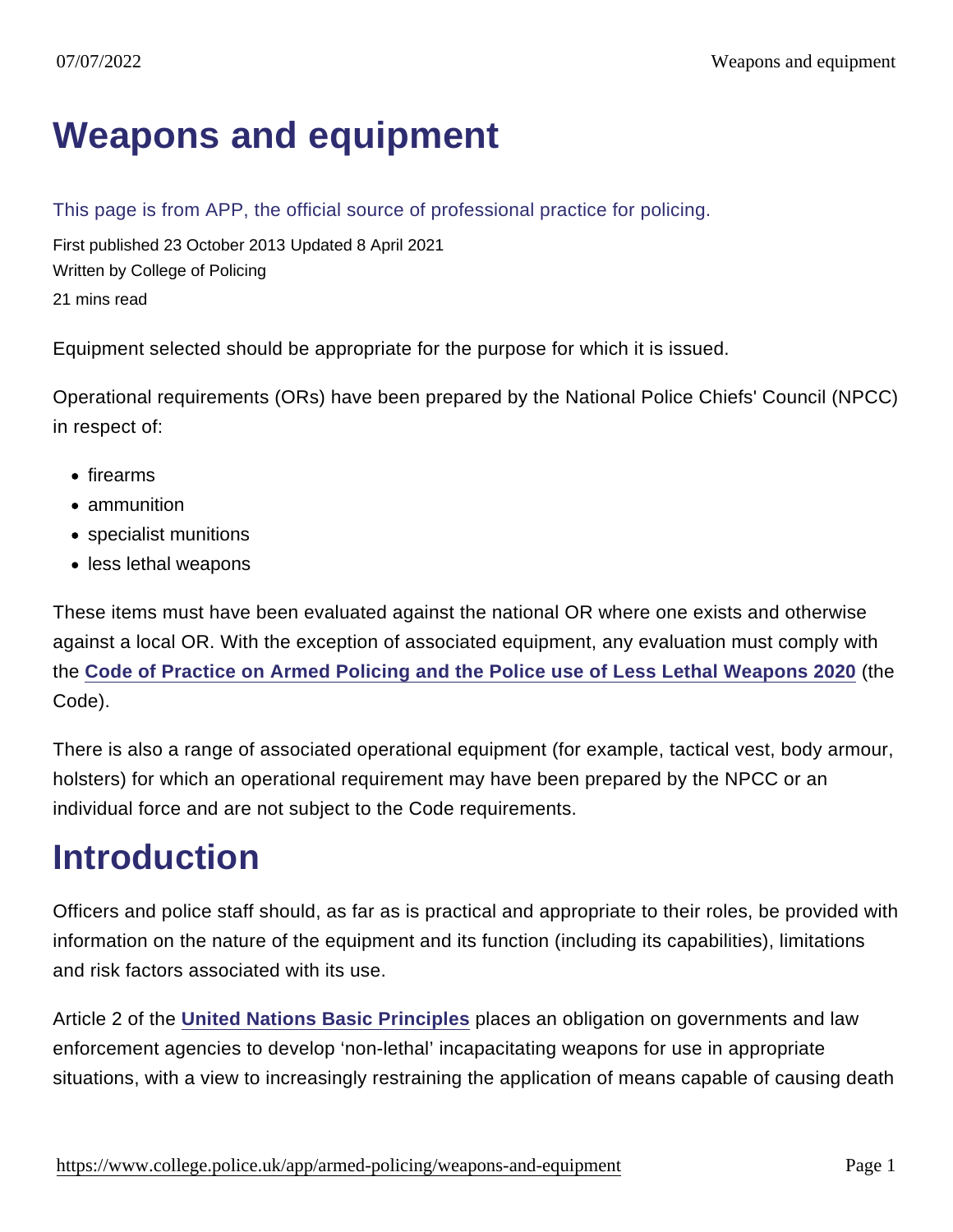# Weapons and equipment

This page is from APP, the official source of professional practice for policing.

First published 23 October 2013 Updated 8 April 2021

Written by College of Policing

21 mins read

Equipment selected should be appropriate for the purpose for which it is issued.

Operational requirements (ORs) have been prepared by the National Police Chiefs' Council (NPCC) in respect of:

- firearms
- ammunition
- specialist munitions
- less lethal weapons

These items must have been evaluated against the national OR where one exists and otherwise against a local OR. With the exception of associated equipment, any evaluation must comply with the Code of Practice on Armed Policing and the Police use of Less Lethal Weapons 2020 (the Code).

There is also a range of associated operational equipment (for example, tactical vest, body armour, holsters) for which an operational requirement may have been prepared by the NPCC or an individual force and are not subject to the Code requirements.

## Introduction

Officers and police staff should, as far as is practical and appropriate to their roles, be provided with information on the nature of the equipment and its function (including its capabilities), limitations and risk factors associated with its use.

Article 2 of the United Nations Basic Principles places an obligation on governments and law enforcement agencies to develop 'non-lethal' incapacitating weapons for use in appropriate situations, with a view to increasingly restraining the application of means capable of causing death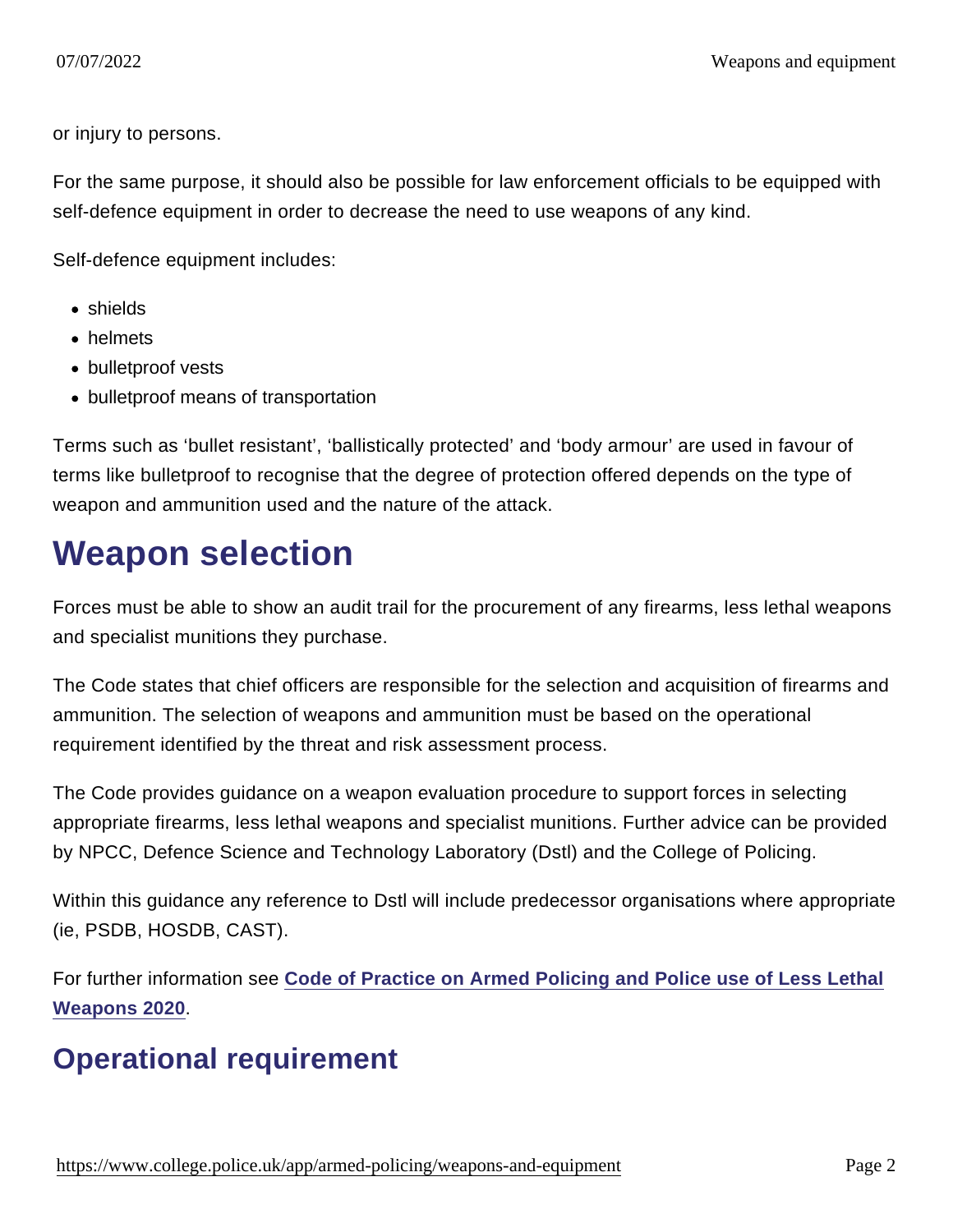or injury to persons.

For the same purpose, it should also be possible for law enforcement officials to be equipped with self-defence equipment in order to decrease the need to use weapons of any kind.

Self-defence equipment includes:

- shields
- helmets
- bulletproof vests
- bulletproof means of transportation

Terms such as 'bullet resistant', 'ballistically protected' and 'body armour' are used in favour of terms like bulletproof to recognise that the degree of protection offered depends on the type of weapon and ammunition used and the nature of the attack.

# Weapon selection

Forces must be able to show an audit trail for the procurement of any firearms, less lethal weapons and specialist munitions they purchase.

The Code states that chief officers are responsible for the selection and acquisition of firearms and ammunition. The selection of weapons and ammunition must be based on the operational requirement identified by the threat and risk assessment process.

The Code provides guidance on a weapon evaluation procedure to support forces in selecting appropriate firearms, less lethal weapons and specialist munitions. Further advice can be provided by NPCC, Defence Science and Technology Laboratory (Dstl) and the College of Policing.

Within this guidance any reference to Dstl will include predecessor organisations where appropriate (ie, PSDB, HOSDB, CAST).

For further information see [Code of Practice on Armed Policing and Police use of Less Lethal Weapons 2020](#).

## Operational requirement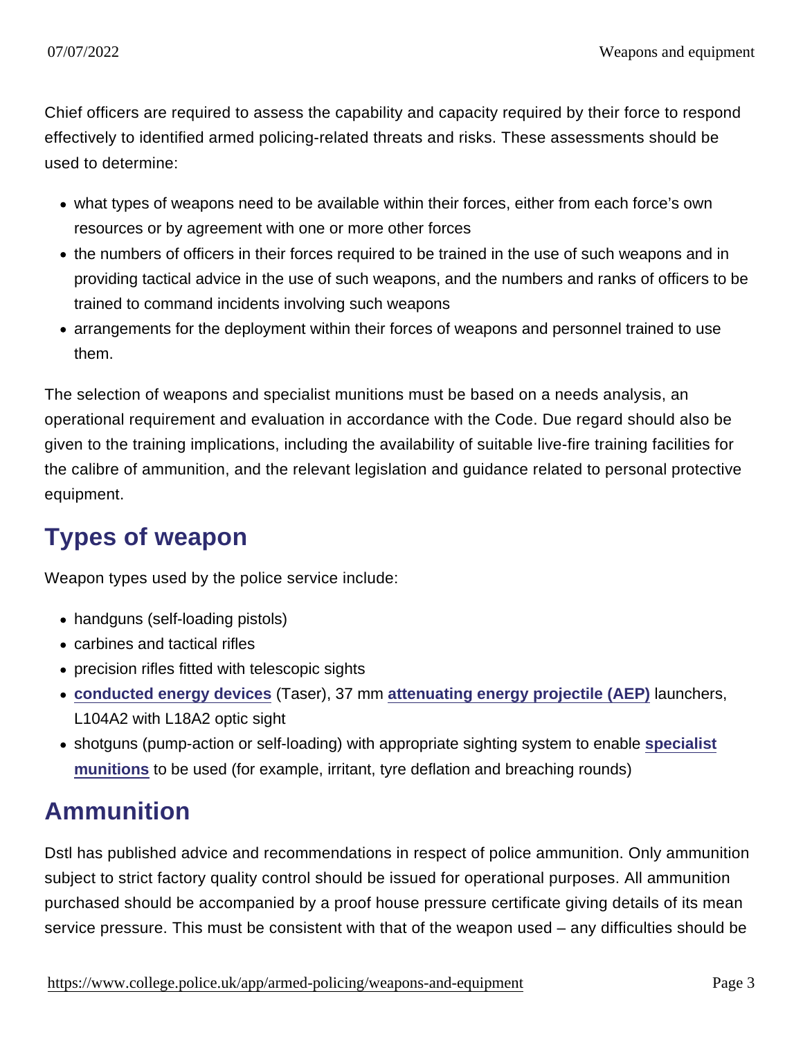Chief officers are required to assess the capability and capacity required by their force to respond effectively to identified armed policing-related threats and risks. These assessments should be used to determine:

- what types of weapons need to be available within their forces, either from each force's own resources or by agreement with one or more other forces
- the numbers of officers in their forces required to be trained in the use of such weapons and in providing tactical advice in the use of such weapons, and the numbers and ranks of officers to be trained to command incidents involving such weapons
- arrangements for the deployment within their forces of weapons and personnel trained to use them.

The selection of weapons and specialist munitions must be based on a needs analysis, an operational requirement and evaluation in accordance with the Code. Due regard should also be given to the training implications, including the availability of suitable live-fire training facilities for the calibre of ammunition, and the relevant legislation and guidance related to personal protective equipment.

## Types of weapon

Weapon types used by the police service include:

- handguns (self-loading pistols)
- carbines and tactical rifles
- precision rifles fitted with telescopic sights
- **conducted energy devices** (Taser), 37 mm **attenuating energy projectile (AEP)** launchers, L104A2 with L18A2 optic sight
- shotguns (pump-action or self-loading) with appropriate sighting system to enable **specialist munitions** to be used (for example, irritant, tyre deflation and breaching rounds)

## Ammunition

Dstl has published advice and recommendations in respect of police ammunition. Only ammunition subject to strict factory quality control should be issued for operational purposes. All ammunition purchased should be accompanied by a proof house pressure certificate giving details of its mean service pressure. This must be consistent with that of the weapon used – any difficulties should be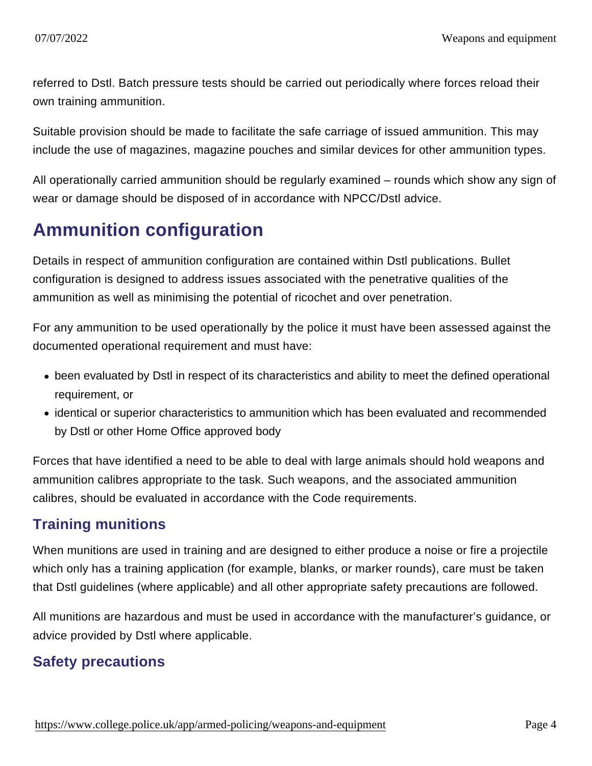referred to Dstl. Batch pressure tests should be carried out periodically where forces reload their own training ammunition.

Suitable provision should be made to facilitate the safe carriage of issued ammunition. This may include the use of magazines, magazine pouches and similar devices for other ammunition types.

All operationally carried ammunition should be regularly examined – rounds which show any sign of wear or damage should be disposed of in accordance with NPCC/Dstl advice.

## Ammunition configuration

Details in respect of ammunition configuration are contained within Dstl publications. Bullet configuration is designed to address issues associated with the penetrative qualities of the ammunition as well as minimising the potential of ricochet and over penetration.

For any ammunition to be used operationally by the police it must have been assessed against the documented operational requirement and must have:

- been evaluated by Dstl in respect of its characteristics and ability to meet the defined operational requirement, or
- identical or superior characteristics to ammunition which has been evaluated and recommended by Dstl or other Home Office approved body

Forces that have identified a need to be able to deal with large animals should hold weapons and ammunition calibres appropriate to the task. Such weapons, and the associated ammunition calibres, should be evaluated in accordance with the Code requirements.

### Training munitions

When munitions are used in training and are designed to either produce a noise or fire a projectile which only has a training application (for example, blanks, or marker rounds), care must be taken that Dstl guidelines (where applicable) and all other appropriate safety precautions are followed.

All munitions are hazardous and must be used in accordance with the manufacturer's guidance, or advice provided by Dstl where applicable.

### Safety precautions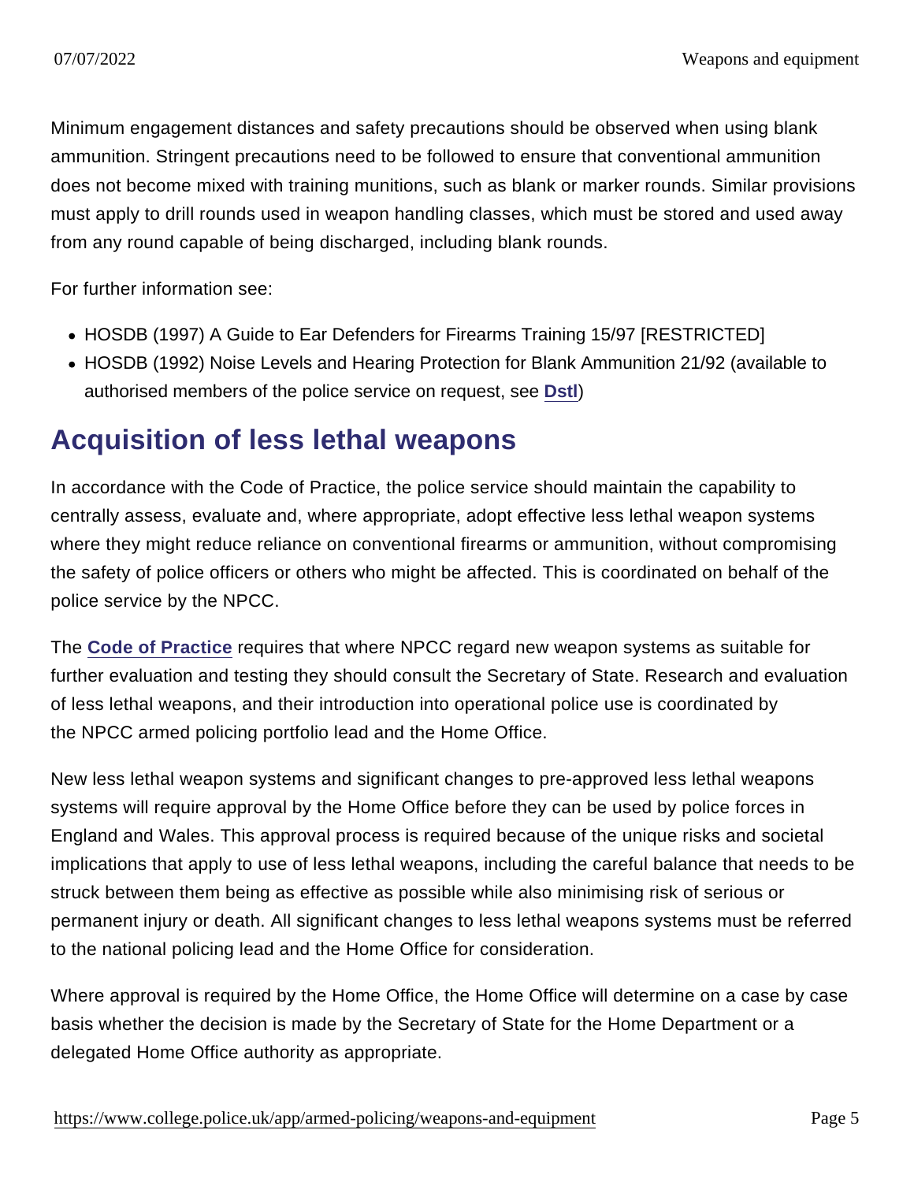Minimum engagement distances and safety precautions should be observed when using blank ammunition. Stringent precautions need to be followed to ensure that conventional ammunition does not become mixed with training munitions, such as blank or marker rounds. Similar provisions must apply to drill rounds used in weapon handling classes, which must be stored and used away from any round capable of being discharged, including blank rounds.

For further information see:

- HOSDB (1997) A Guide to Ear Defenders for Firearms Training 15/97 [RESTRICTED]
- HOSDB (1992) Noise Levels and Hearing Protection for Blank Ammunition 21/92 (available to authorised members of the police service on request, see Dstl)

## Acquisition of less lethal weapons

In accordance with the Code of Practice, the police service should maintain the capability to centrally assess, evaluate and, where appropriate, adopt effective less lethal weapon systems where they might reduce reliance on conventional firearms or ammunition, without compromising the safety of police officers or others who might be affected. This is coordinated on behalf of the police service by the NPCC.

The **Code of Practice** requires that where NPCC regard new weapon systems as suitable for further evaluation and testing they should consult the Secretary of State. Research and evaluation of less lethal weapons, and their introduction into operational police use is coordinated by the NPCC armed policing portfolio lead and the Home Office.

New less lethal weapon systems and significant changes to pre-approved less lethal weapons systems will require approval by the Home Office before they can be used by police forces in England and Wales. This approval process is required because of the unique risks and societal implications that apply to use of less lethal weapons, including the careful balance that needs to be struck between them being as effective as possible while also minimising risk of serious or permanent injury or death. All significant changes to less lethal weapons systems must be referred to the national policing lead and the Home Office for consideration.

Where approval is required by the Home Office, the Home Office will determine on a case by case basis whether the decision is made by the Secretary of State for the Home Department or a delegated Home Office authority as appropriate.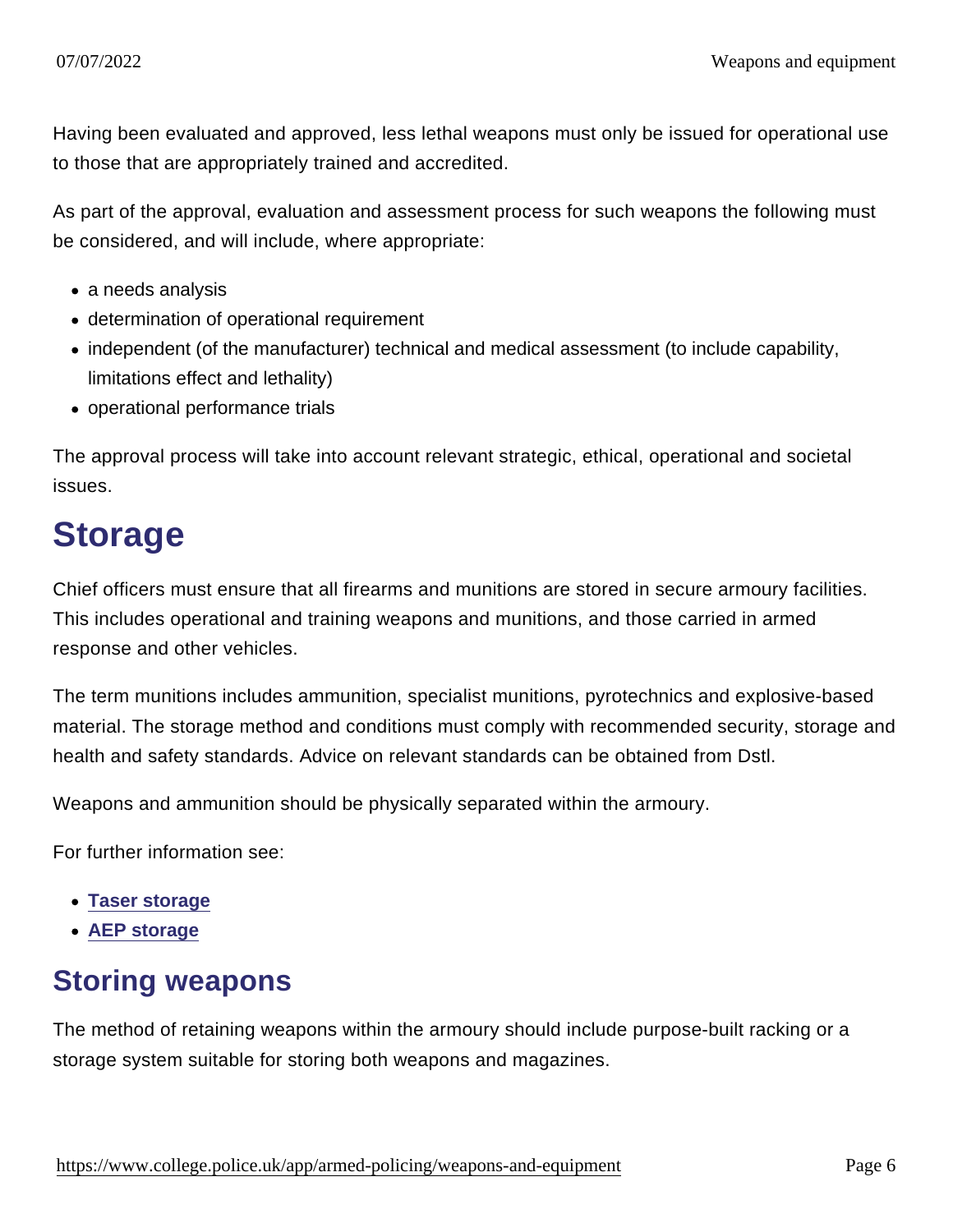Having been evaluated and approved, less lethal weapons must only be issued for operational use to those that are appropriately trained and accredited.

As part of the approval, evaluation and assessment process for such weapons the following must be considered, and will include, where appropriate:

- a needs analysis
- determination of operational requirement
- independent (of the manufacturer) technical and medical assessment (to include capability, limitations effect and lethality)
- operational performance trials

The approval process will take into account relevant strategic, ethical, operational and societal issues.

# Storage

Chief officers must ensure that all firearms and munitions are stored in secure armoury facilities. This includes operational and training weapons and munitions, and those carried in armed response and other vehicles.

The term munitions includes ammunition, specialist munitions, pyrotechnics and explosive-based material. The storage method and conditions must comply with recommended security, storage and health and safety standards. Advice on relevant standards can be obtained from Dstl.

Weapons and ammunition should be physically separated within the armoury.

For further information see:

- **Taser storage**
- **AEP storage**

## Storing weapons

The method of retaining weapons within the armoury should include purpose-built racking or a storage system suitable for storing both weapons and magazines.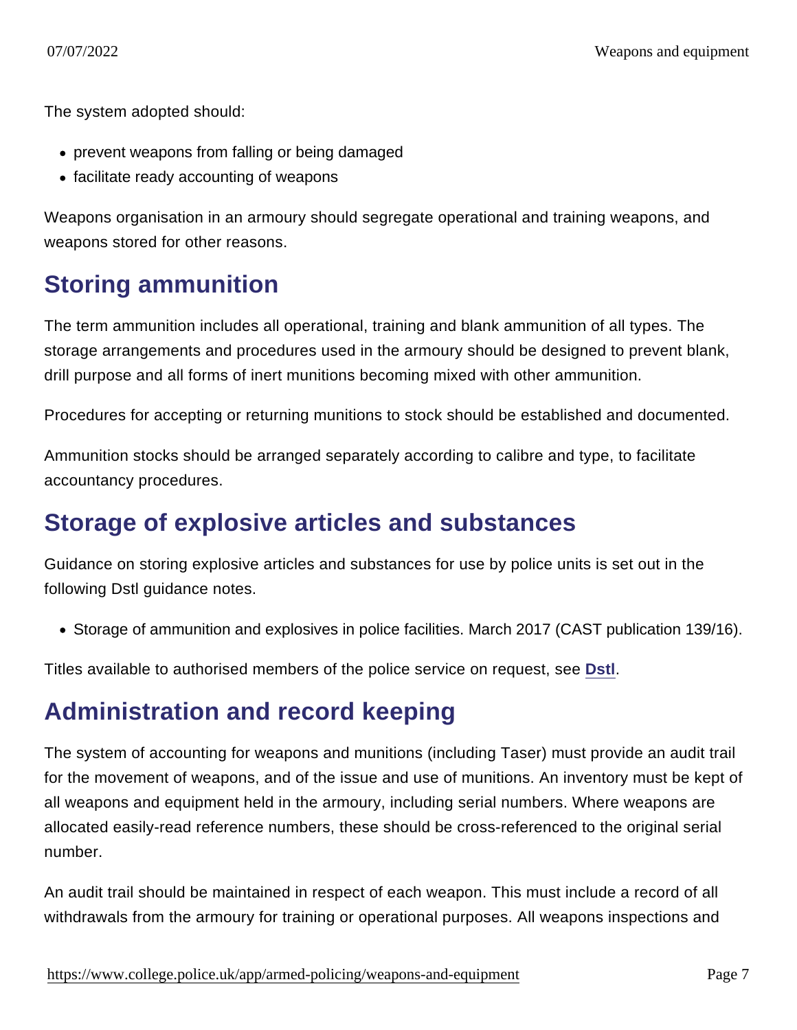The system adopted should:

- prevent weapons from falling or being damaged
- facilitate ready accounting of weapons

Weapons organisation in an armoury should segregate operational and training weapons, and weapons stored for other reasons.

## Storing ammunition

The term ammunition includes all operational, training and blank ammunition of all types. The storage arrangements and procedures used in the armoury should be designed to prevent blank, drill purpose and all forms of inert munitions becoming mixed with other ammunition.

Procedures for accepting or returning munitions to stock should be established and documented.

Ammunition stocks should be arranged separately according to calibre and type, to facilitate accountancy procedures.

## Storage of explosive articles and substances

Guidance on storing explosive articles and substances for use by police units is set out in the following Dstl guidance notes.

- Storage of ammunition and explosives in police facilities. March 2017 (CAST publication 139/16).

Titles available to authorised members of the police service on request, see Dstl.

## Administration and record keeping

The system of accounting for weapons and munitions (including Taser) must provide an audit trail for the movement of weapons, and of the issue and use of munitions. An inventory must be kept of all weapons and equipment held in the armoury, including serial numbers. Where weapons are allocated easily-read reference numbers, these should be cross-referenced to the original serial number.

An audit trail should be maintained in respect of each weapon. This must include a record of all withdrawals from the armoury for training or operational purposes. All weapons inspections and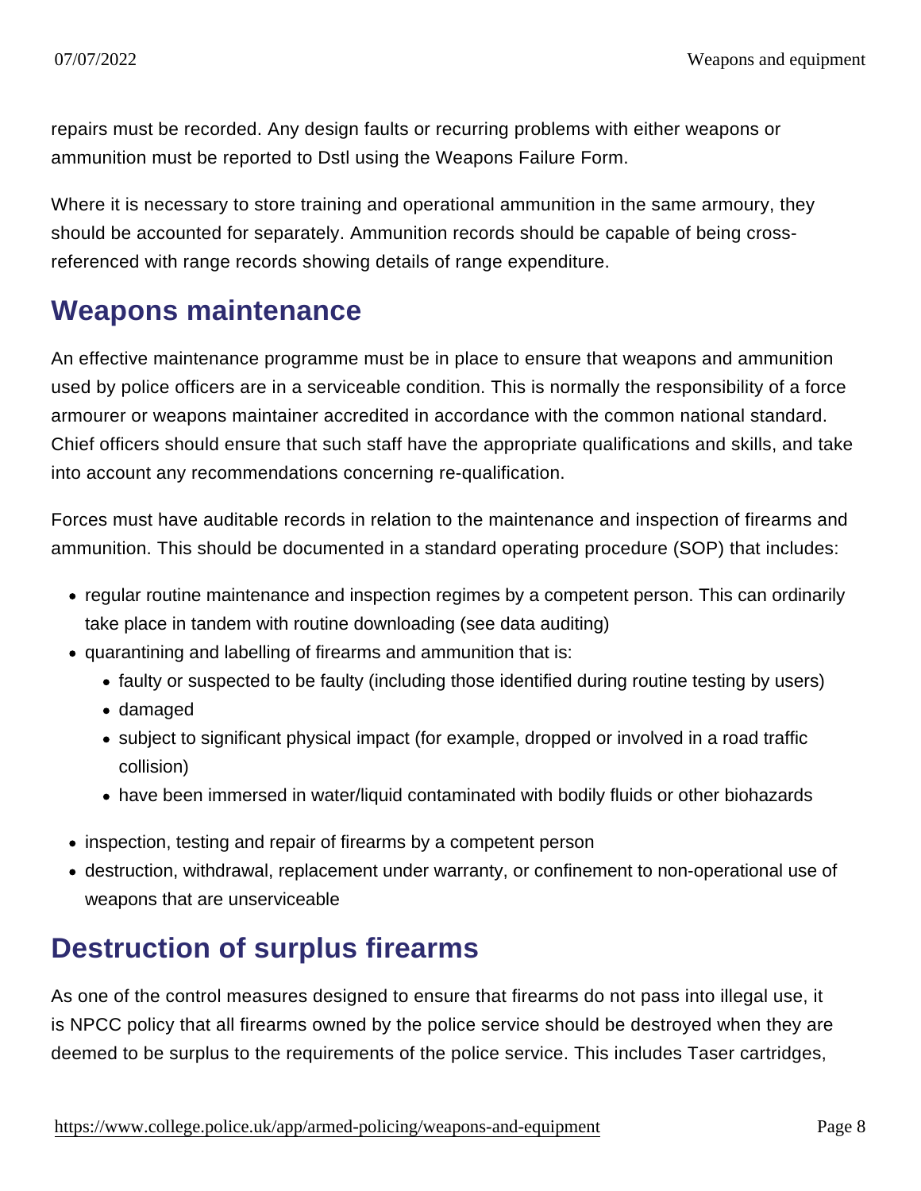repairs must be recorded. Any design faults or recurring problems with either weapons or ammunition must be reported to Dstl using the Weapons Failure Form.

Where it is necessary to store training and operational ammunition in the same armoury, they should be accounted for separately. Ammunition records should be capable of being cross-referenced with range records showing details of range expenditure.

## Weapons maintenance

An effective maintenance programme must be in place to ensure that weapons and ammunition used by police officers are in a serviceable condition. This is normally the responsibility of a force armourer or weapons maintainer accredited in accordance with the common national standard. Chief officers should ensure that such staff have the appropriate qualifications and skills, and take into account any recommendations concerning re-qualification.

Forces must have auditable records in relation to the maintenance and inspection of firearms and ammunition. This should be documented in a standard operating procedure (SOP) that includes:

- regular routine maintenance and inspection regimes by a competent person. This can ordinarily take place in tandem with routine downloading (see data auditing)
- quarantining and labelling of firearms and ammunition that is:
  - faulty or suspected to be faulty (including those identified during routine testing by users)
  - damaged
  - subject to significant physical impact (for example, dropped or involved in a road traffic collision)
  - have been immersed in water/liquid contaminated with bodily fluids or other biohazards
- inspection, testing and repair of firearms by a competent person
- destruction, withdrawal, replacement under warranty, or confinement to non-operational use of weapons that are unserviceable

## Destruction of surplus firearms

As one of the control measures designed to ensure that firearms do not pass into illegal use, it is NPCC policy that all firearms owned by the police service should be destroyed when they are deemed to be surplus to the requirements of the police service. This includes Taser cartridges,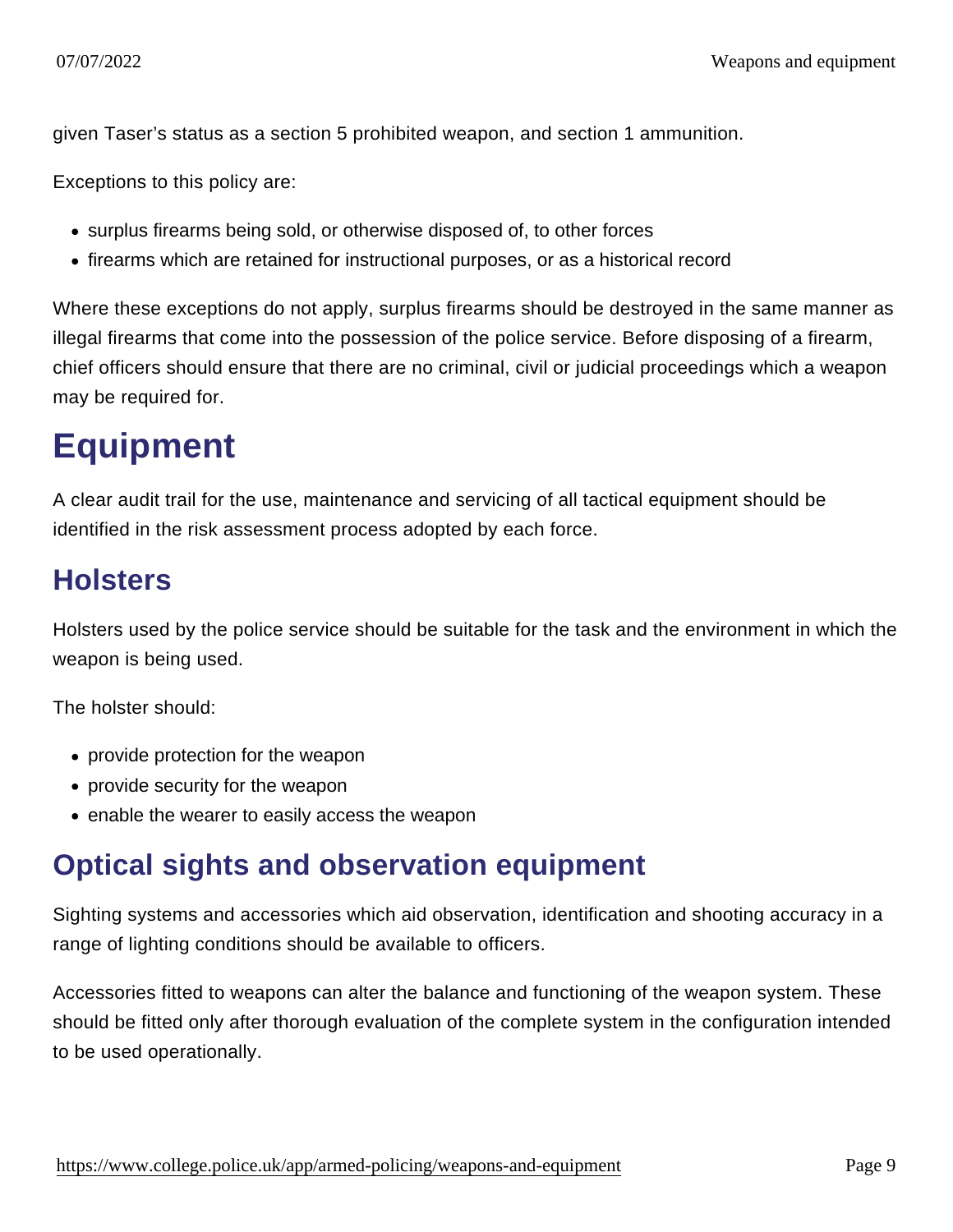given Taser's status as a section 5 prohibited weapon, and section 1 ammunition.

Exceptions to this policy are:

- surplus firearms being sold, or otherwise disposed of, to other forces
- firearms which are retained for instructional purposes, or as a historical record

Where these exceptions do not apply, surplus firearms should be destroyed in the same manner as illegal firearms that come into the possession of the police service. Before disposing of a firearm, chief officers should ensure that there are no criminal, civil or judicial proceedings which a weapon may be required for.

# Equipment

A clear audit trail for the use, maintenance and servicing of all tactical equipment should be identified in the risk assessment process adopted by each force.

## Holsters

Holsters used by the police service should be suitable for the task and the environment in which the weapon is being used.

The holster should:

- provide protection for the weapon
- provide security for the weapon
- enable the wearer to easily access the weapon

## Optical sights and observation equipment

Sighting systems and accessories which aid observation, identification and shooting accuracy in a range of lighting conditions should be available to officers.

Accessories fitted to weapons can alter the balance and functioning of the weapon system. These should be fitted only after thorough evaluation of the complete system in the configuration intended to be used operationally.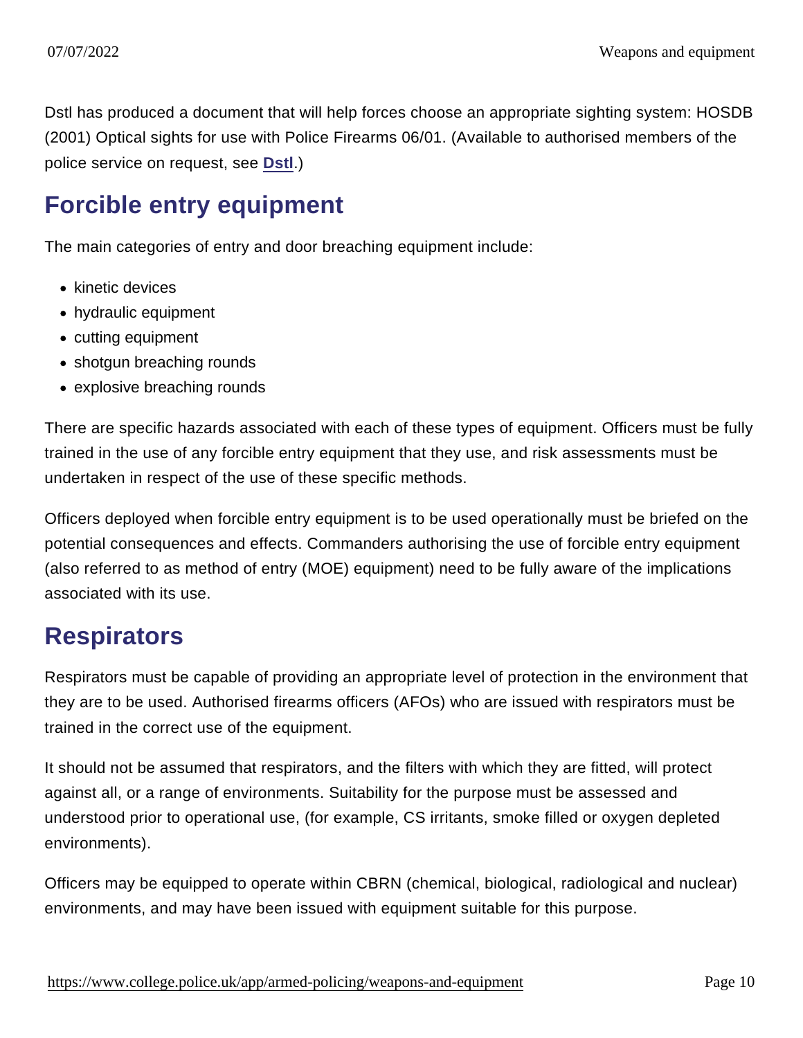Dstl has produced a document that will help forces choose an appropriate sighting system: HOSDB (2001) Optical sights for use with Police Firearms 06/01. (Available to authorised members of the police service on request, see [Dstl](#).)

## Forcible entry equipment

The main categories of entry and door breaching equipment include:

- kinetic devices
- hydraulic equipment
- cutting equipment
- shotgun breaching rounds
- explosive breaching rounds

There are specific hazards associated with each of these types of equipment. Officers must be fully trained in the use of any forcible entry equipment that they use, and risk assessments must be undertaken in respect of the use of these specific methods.

Officers deployed when forcible entry equipment is to be used operationally must be briefed on the potential consequences and effects. Commanders authorising the use of forcible entry equipment (also referred to as method of entry (MOE) equipment) need to be fully aware of the implications associated with its use.

## Respirators

Respirators must be capable of providing an appropriate level of protection in the environment that they are to be used. Authorised firearms officers (AFOs) who are issued with respirators must be trained in the correct use of the equipment.

It should not be assumed that respirators, and the filters with which they are fitted, will protect against all, or a range of environments. Suitability for the purpose must be assessed and understood prior to operational use, (for example, CS irritants, smoke filled or oxygen depleted environments).

Officers may be equipped to operate within CBRN (chemical, biological, radiological and nuclear) environments, and may have been issued with equipment suitable for this purpose.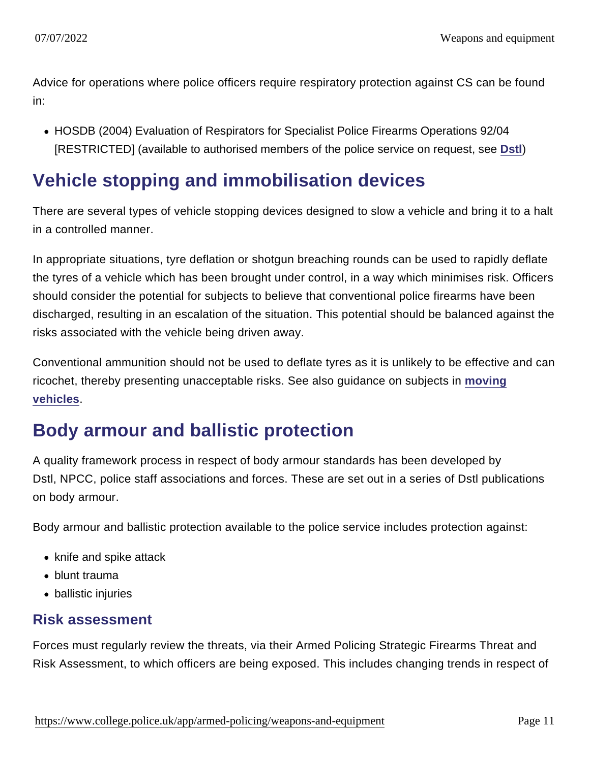Advice for operations where police officers require respiratory protection against CS can be found in:

- HOSDB (2004) Evaluation of Respirators for Specialist Police Firearms Operations 92/04 [RESTRICTED] (available to authorised members of the police service on request, see Dstl)

## Vehicle stopping and immobilisation devices

There are several types of vehicle stopping devices designed to slow a vehicle and bring it to a halt in a controlled manner.

In appropriate situations, tyre deflation or shotgun breaching rounds can be used to rapidly deflate the tyres of a vehicle which has been brought under control, in a way which minimises risk. Officers should consider the potential for subjects to believe that conventional police firearms have been discharged, resulting in an escalation of the situation. This potential should be balanced against the risks associated with the vehicle being driven away.

Conventional ammunition should not be used to deflate tyres as it is unlikely to be effective and can ricochet, thereby presenting unacceptable risks. See also guidance on subjects in **moving vehicles**.

## Body armour and ballistic protection

A quality framework process in respect of body armour standards has been developed by Dstl, NPCC, police staff associations and forces. These are set out in a series of Dstl publications on body armour.

Body armour and ballistic protection available to the police service includes protection against:

- knife and spike attack
- blunt trauma
- ballistic injuries

### Risk assessment

Forces must regularly review the threats, via their Armed Policing Strategic Firearms Threat and Risk Assessment, to which officers are being exposed. This includes changing trends in respect of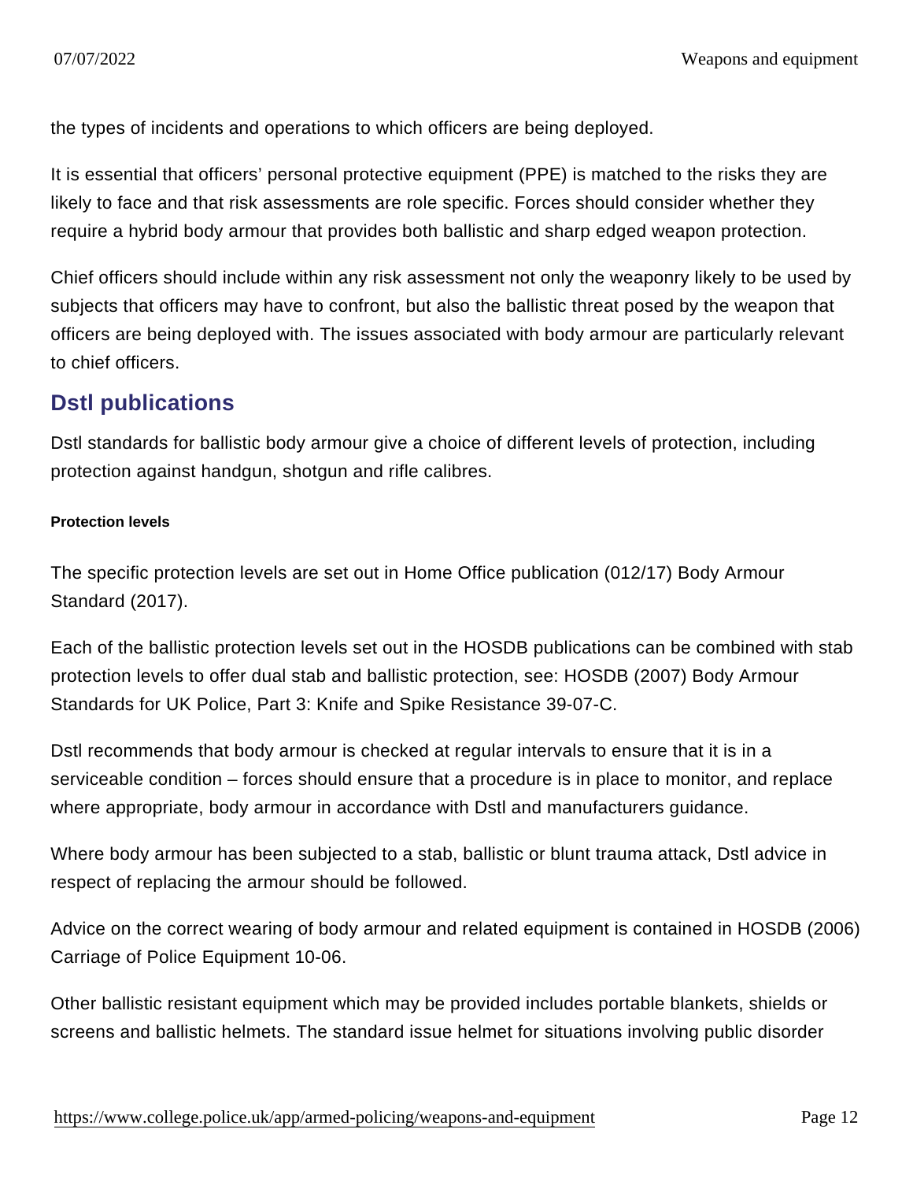the types of incidents and operations to which officers are being deployed.

It is essential that officers' personal protective equipment (PPE) is matched to the risks they are likely to face and that risk assessments are role specific. Forces should consider whether they require a hybrid body armour that provides both ballistic and sharp edged weapon protection.

Chief officers should include within any risk assessment not only the weaponry likely to be used by subjects that officers may have to confront, but also the ballistic threat posed by the weapon that officers are being deployed with. The issues associated with body armour are particularly relevant to chief officers.

## Dstl publications

Dstl standards for ballistic body armour give a choice of different levels of protection, including protection against handgun, shotgun and rifle calibres.

#### Protection levels

The specific protection levels are set out in Home Office publication (012/17) Body Armour Standard (2017).

Each of the ballistic protection levels set out in the HOSDB publications can be combined with stab protection levels to offer dual stab and ballistic protection, see: HOSDB (2007) Body Armour Standards for UK Police, Part 3: Knife and Spike Resistance 39-07-C.

Dstl recommends that body armour is checked at regular intervals to ensure that it is in a serviceable condition – forces should ensure that a procedure is in place to monitor, and replace where appropriate, body armour in accordance with Dstl and manufacturers guidance.

Where body armour has been subjected to a stab, ballistic or blunt trauma attack, Dstl advice in respect of replacing the armour should be followed.

Advice on the correct wearing of body armour and related equipment is contained in HOSDB (2006) Carriage of Police Equipment 10-06.

Other ballistic resistant equipment which may be provided includes portable blankets, shields or screens and ballistic helmets. The standard issue helmet for situations involving public disorder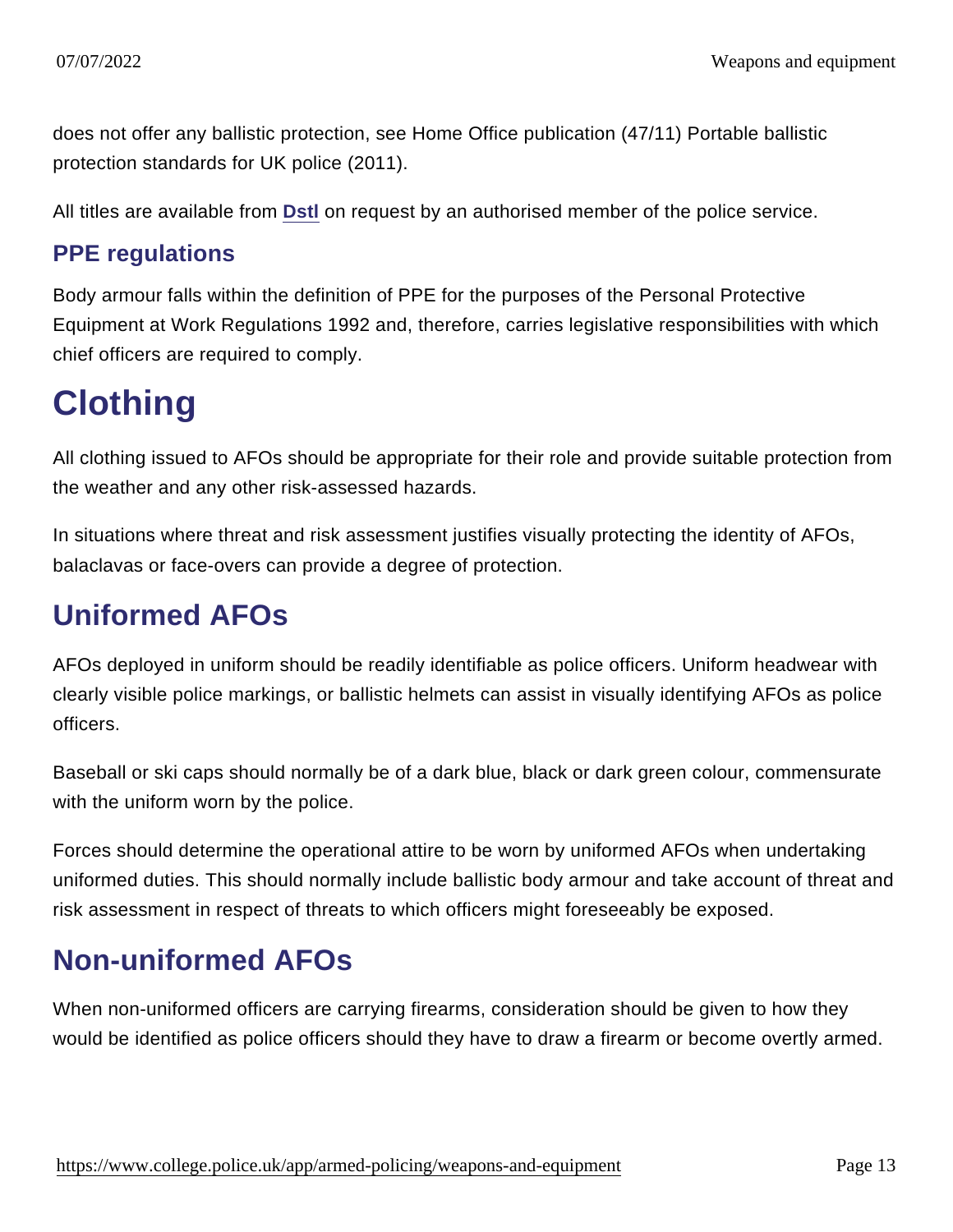does not offer any ballistic protection, see Home Office publication (47/11) Portable ballistic protection standards for UK police (2011).

All titles are available from Dstl on request by an authorised member of the police service.

### PPE regulations

Body armour falls within the definition of PPE for the purposes of the Personal Protective Equipment at Work Regulations 1992 and, therefore, carries legislative responsibilities with which chief officers are required to comply.

# Clothing

All clothing issued to AFOs should be appropriate for their role and provide suitable protection from the weather and any other risk-assessed hazards.

In situations where threat and risk assessment justifies visually protecting the identity of AFOs, balaclavas or face-overs can provide a degree of protection.

## Uniformed AFOs

AFOs deployed in uniform should be readily identifiable as police officers. Uniform headwear with clearly visible police markings, or ballistic helmets can assist in visually identifying AFOs as police officers.

Baseball or ski caps should normally be of a dark blue, black or dark green colour, commensurate with the uniform worn by the police.

Forces should determine the operational attire to be worn by uniformed AFOs when undertaking uniformed duties. This should normally include ballistic body armour and take account of threat and risk assessment in respect of threats to which officers might foreseeably be exposed.

## Non-uniformed AFOs

When non-uniformed officers are carrying firearms, consideration should be given to how they would be identified as police officers should they have to draw a firearm or become overtly armed.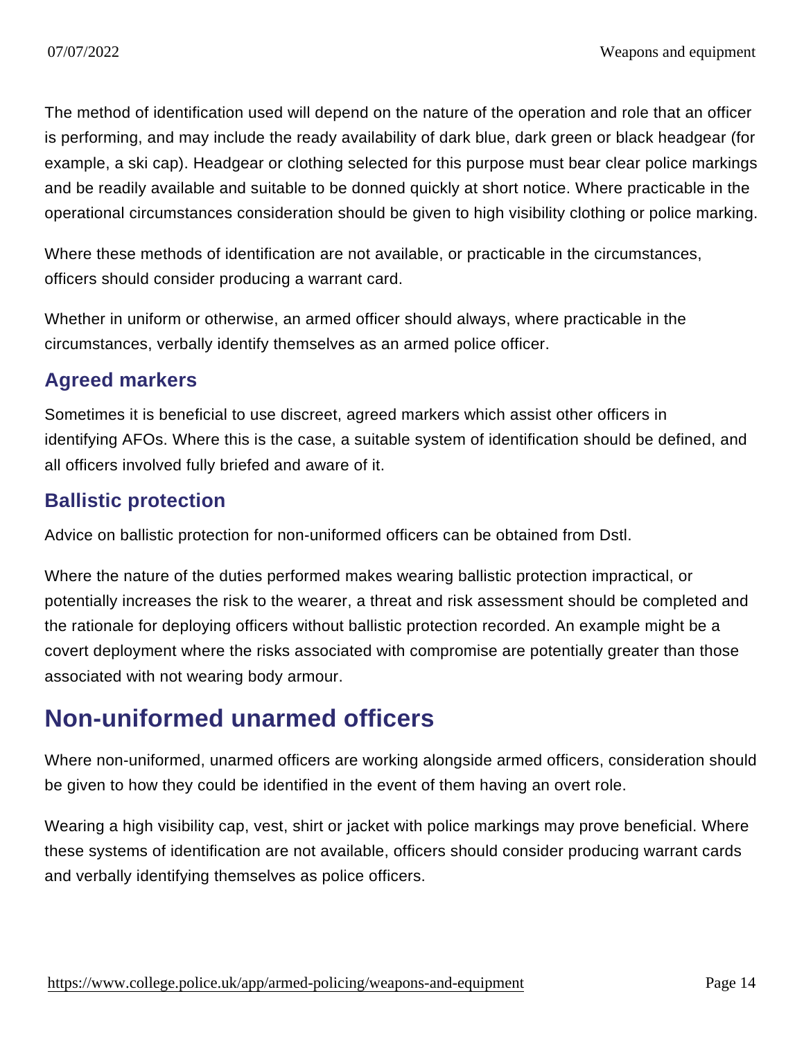The method of identification used will depend on the nature of the operation and role that an officer is performing, and may include the ready availability of dark blue, dark green or black headgear (for example, a ski cap). Headgear or clothing selected for this purpose must bear clear police markings and be readily available and suitable to be donned quickly at short notice. Where practicable in the operational circumstances consideration should be given to high visibility clothing or police marking.

Where these methods of identification are not available, or practicable in the circumstances, officers should consider producing a warrant card.

Whether in uniform or otherwise, an armed officer should always, where practicable in the circumstances, verbally identify themselves as an armed police officer.

### Agreed markers

Sometimes it is beneficial to use discreet, agreed markers which assist other officers in identifying AFOs. Where this is the case, a suitable system of identification should be defined, and all officers involved fully briefed and aware of it.

### Ballistic protection

Advice on ballistic protection for non-uniformed officers can be obtained from Dstl.

Where the nature of the duties performed makes wearing ballistic protection impractical, or potentially increases the risk to the wearer, a threat and risk assessment should be completed and the rationale for deploying officers without ballistic protection recorded. An example might be a covert deployment where the risks associated with compromise are potentially greater than those associated with not wearing body armour.

## Non-uniformed unarmed officers

Where non-uniformed, unarmed officers are working alongside armed officers, consideration should be given to how they could be identified in the event of them having an overt role.

Wearing a high visibility cap, vest, shirt or jacket with police markings may prove beneficial. Where these systems of identification are not available, officers should consider producing warrant cards and verbally identifying themselves as police officers.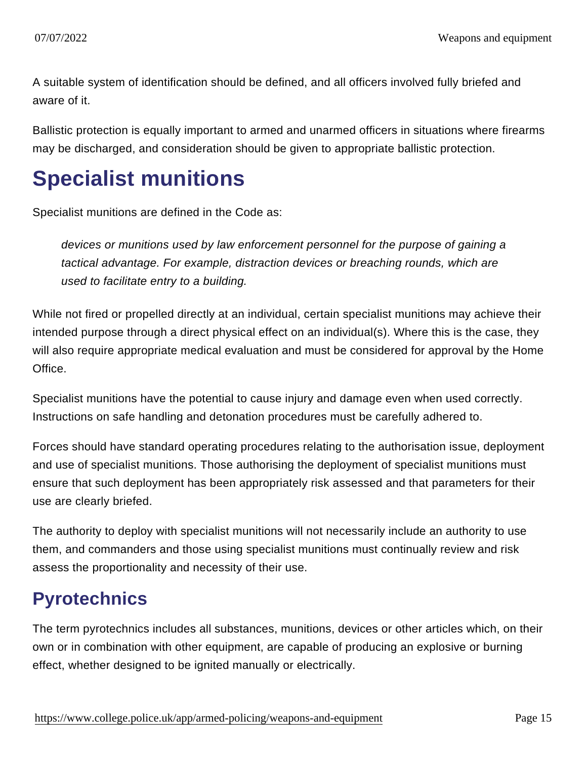A suitable system of identification should be defined, and all officers involved fully briefed and aware of it.

Ballistic protection is equally important to armed and unarmed officers in situations where firearms may be discharged, and consideration should be given to appropriate ballistic protection.

# Specialist munitions

Specialist munitions are defined in the Code as:

> *devices or munitions used by law enforcement personnel for the purpose of gaining a tactical advantage. For example, distraction devices or breaching rounds, which are used to facilitate entry to a building.*

While not fired or propelled directly at an individual, certain specialist munitions may achieve their intended purpose through a direct physical effect on an individual(s). Where this is the case, they will also require appropriate medical evaluation and must be considered for approval by the Home Office.

Specialist munitions have the potential to cause injury and damage even when used correctly. Instructions on safe handling and detonation procedures must be carefully adhered to.

Forces should have standard operating procedures relating to the authorisation issue, deployment and use of specialist munitions. Those authorising the deployment of specialist munitions must ensure that such deployment has been appropriately risk assessed and that parameters for their use are clearly briefed.

The authority to deploy with specialist munitions will not necessarily include an authority to use them, and commanders and those using specialist munitions must continually review and risk assess the proportionality and necessity of their use.

## Pyrotechnics

The term pyrotechnics includes all substances, munitions, devices or other articles which, on their own or in combination with other equipment, are capable of producing an explosive or burning effect, whether designed to be ignited manually or electrically.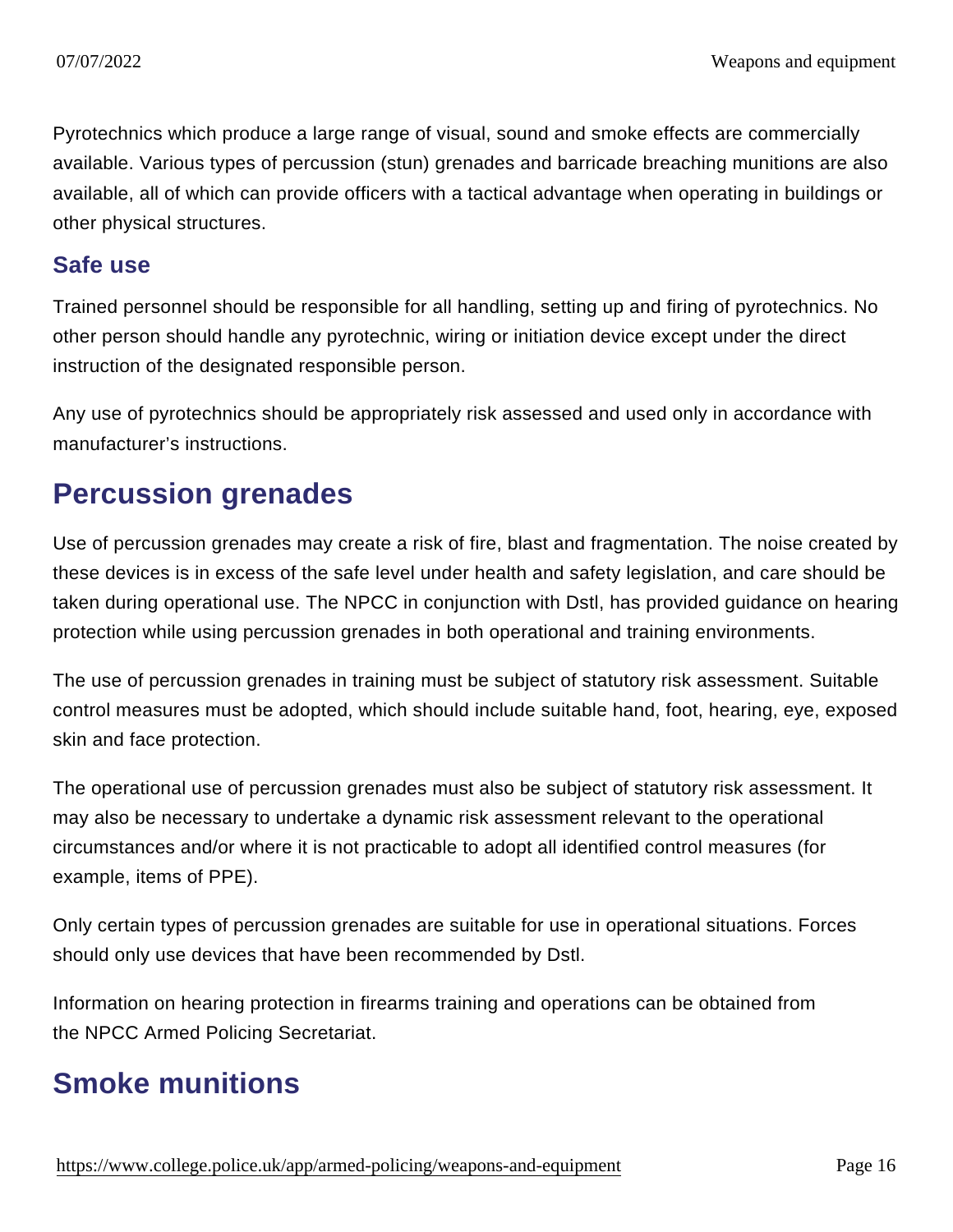Pyrotechnics which produce a large range of visual, sound and smoke effects are commercially available. Various types of percussion (stun) grenades and barricade breaching munitions are also available, all of which can provide officers with a tactical advantage when operating in buildings or other physical structures.

### Safe use

Trained personnel should be responsible for all handling, setting up and firing of pyrotechnics. No other person should handle any pyrotechnic, wiring or initiation device except under the direct instruction of the designated responsible person.

Any use of pyrotechnics should be appropriately risk assessed and used only in accordance with manufacturer's instructions.

## Percussion grenades

Use of percussion grenades may create a risk of fire, blast and fragmentation. The noise created by these devices is in excess of the safe level under health and safety legislation, and care should be taken during operational use. The NPCC in conjunction with Dstl, has provided guidance on hearing protection while using percussion grenades in both operational and training environments.

The use of percussion grenades in training must be subject of statutory risk assessment. Suitable control measures must be adopted, which should include suitable hand, foot, hearing, eye, exposed skin and face protection.

The operational use of percussion grenades must also be subject of statutory risk assessment. It may also be necessary to undertake a dynamic risk assessment relevant to the operational circumstances and/or where it is not practicable to adopt all identified control measures (for example, items of PPE).

Only certain types of percussion grenades are suitable for use in operational situations. Forces should only use devices that have been recommended by Dstl.

Information on hearing protection in firearms training and operations can be obtained from the NPCC Armed Policing Secretariat.

## Smoke munitions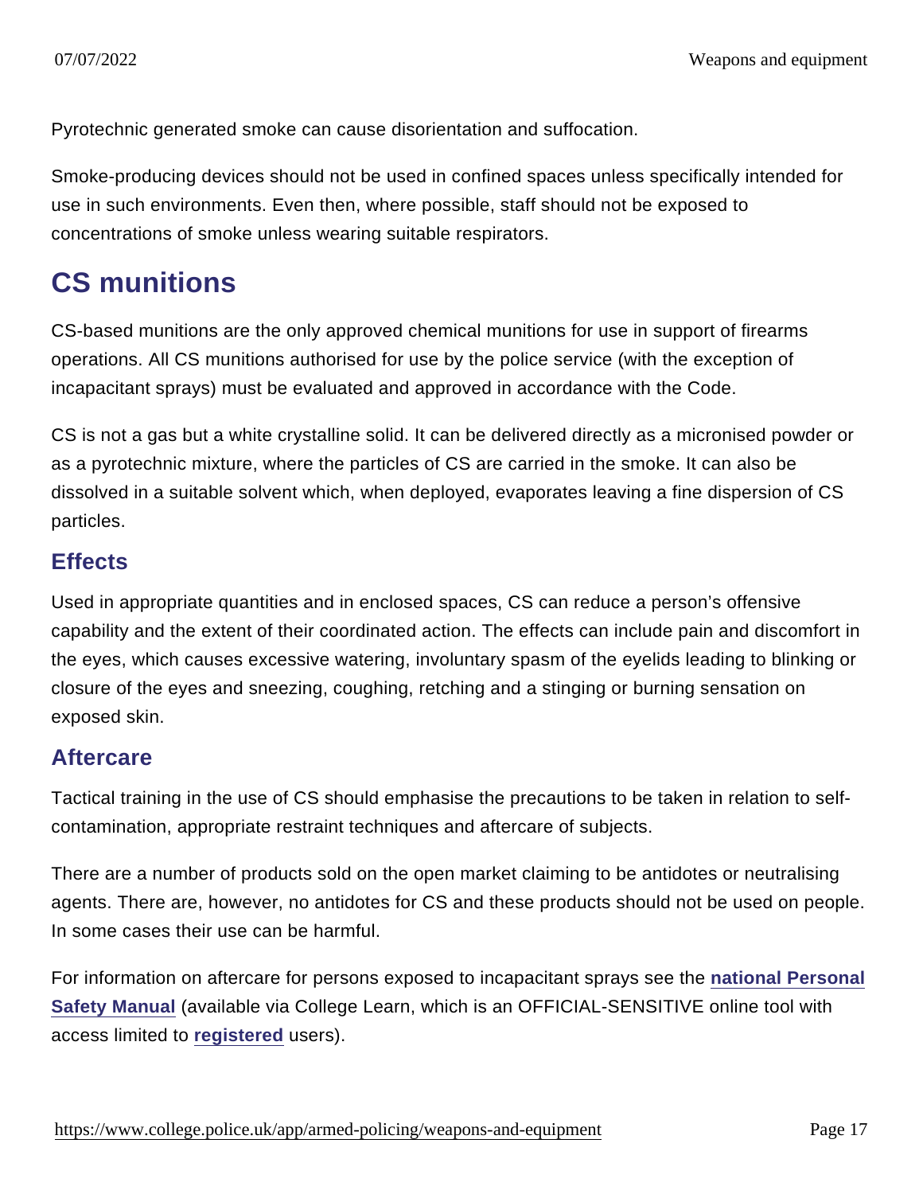Pyrotechnic generated smoke can cause disorientation and suffocation.

Smoke-producing devices should not be used in confined spaces unless specifically intended for use in such environments. Even then, where possible, staff should not be exposed to concentrations of smoke unless wearing suitable respirators.

## CS munitions

CS-based munitions are the only approved chemical munitions for use in support of firearms operations. All CS munitions authorised for use by the police service (with the exception of incapacitant sprays) must be evaluated and approved in accordance with the Code.

CS is not a gas but a white crystalline solid. It can be delivered directly as a micronised powder or as a pyrotechnic mixture, where the particles of CS are carried in the smoke. It can also be dissolved in a suitable solvent which, when deployed, evaporates leaving a fine dispersion of CS particles.

### Effects

Used in appropriate quantities and in enclosed spaces, CS can reduce a person's offensive capability and the extent of their coordinated action. The effects can include pain and discomfort in the eyes, which causes excessive watering, involuntary spasm of the eyelids leading to blinking or closure of the eyes and sneezing, coughing, retching and a stinging or burning sensation on exposed skin.

### Aftercare

Tactical training in the use of CS should emphasise the precautions to be taken in relation to self-contamination, appropriate restraint techniques and aftercare of subjects.

There are a number of products sold on the open market claiming to be antidotes or neutralising agents. There are, however, no antidotes for CS and these products should not be used on people. In some cases their use can be harmful.

For information on aftercare for persons exposed to incapacitant sprays see the **national Personal Safety Manual** (available via College Learn, which is an OFFICIAL-SENSITIVE online tool with access limited to **registered** users).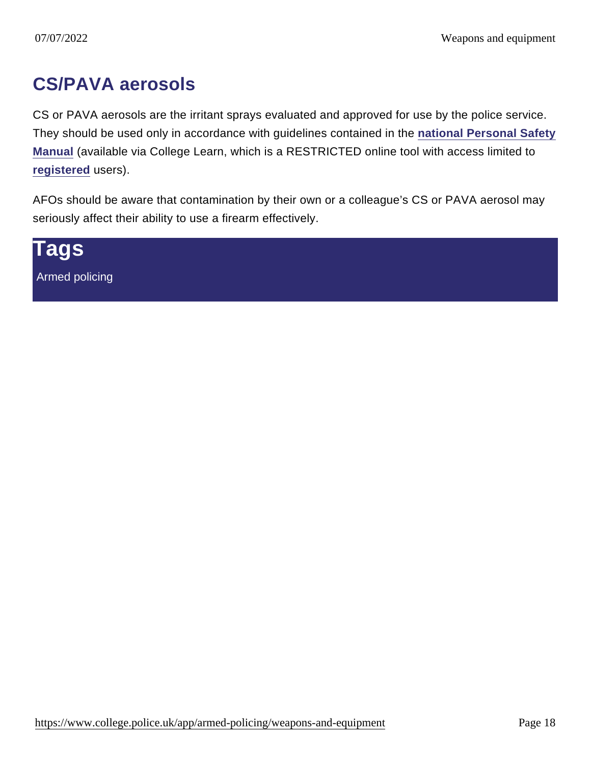## CS/PAVA aerosols

CS or PAVA aerosols are the irritant sprays evaluated and approved for use by the police service. They should be used only in accordance with guidelines contained in the **national Personal Safety Manual** (available via College Learn, which is a RESTRICTED online tool with access limited to **registered** users).

AFOs should be aware that contamination by their own or a colleague's CS or PAVA aerosol may seriously affect their ability to use a firearm effectively.

## Tags

Armed policing